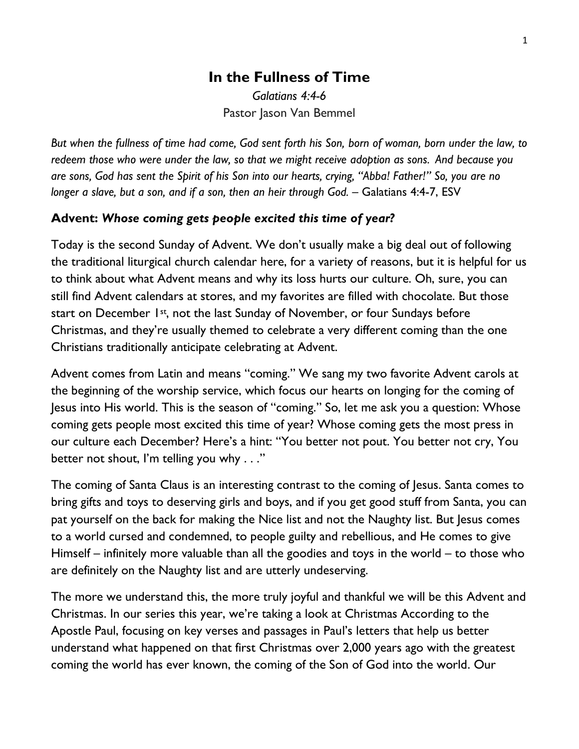# In the Fullness of Time

*Galatians 4:4-6*

Pastor Jason Van Bemmel

*But when the fullness of time had come, God sent forth his Son, born of woman, born under the law, to redeem those who were under the law, so that we might receive adoption as sons. And because you are sons, God has sent the Spirit of his Son into our hearts, crying, "Abba! Father!" So, you are no longer a slave, but a son, and if a son, then an heir through God.* – Galatians 4:4-7, ESV

## Advent: *Whose coming gets people excited this time of year?*

Today is the second Sunday of Advent. We don't usually make a big deal out of following the traditional liturgical church calendar here, for a variety of reasons, but it is helpful for us to think about what Advent means and why its loss hurts our culture. Oh, sure, you can still find Advent calendars at stores, and my favorites are filled with chocolate. But those start on December 1st, not the last Sunday of November, or four Sundays before Christmas, and they're usually themed to celebrate a very different coming than the one Christians traditionally anticipate celebrating at Advent.

Advent comes from Latin and means "coming." We sang my two favorite Advent carols at the beginning of the worship service, which focus our hearts on longing for the coming of Jesus into His world. This is the season of "coming." So, let me ask you a question: Whose coming gets people most excited this time of year? Whose coming gets the most press in our culture each December? Here's a hint: "You better not pout. You better not cry, You better not shout, I'm telling you why . . ."

The coming of Santa Claus is an interesting contrast to the coming of Jesus. Santa comes to bring gifts and toys to deserving girls and boys, and if you get good stuff from Santa, you can pat yourself on the back for making the Nice list and not the Naughty list. But Jesus comes to a world cursed and condemned, to people guilty and rebellious, and He comes to give Himself – infinitely more valuable than all the goodies and toys in the world – to those who are definitely on the Naughty list and are utterly undeserving.

The more we understand this, the more truly joyful and thankful we will be this Advent and Christmas. In our series this year, we're taking a look at Christmas According to the Apostle Paul, focusing on key verses and passages in Paul's letters that help us better understand what happened on that first Christmas over 2,000 years ago with the greatest coming the world has ever known, the coming of the Son of God into the world. Our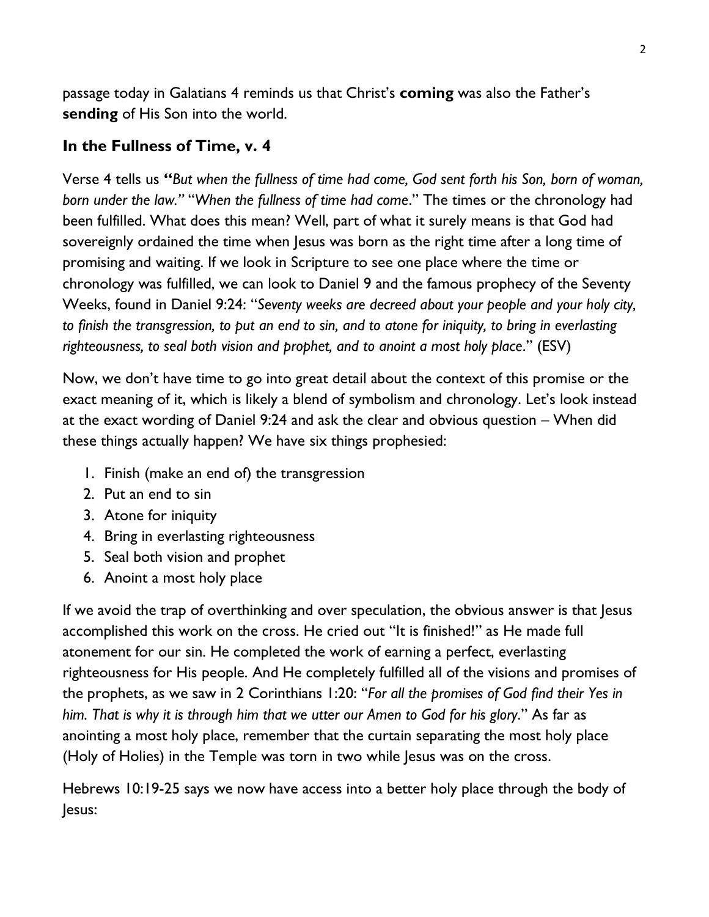passage today in Galatians 4 reminds us that Christ's **coming** was also the Father's **sending** of His Son into the world.

## In the Fullness of Time, v. 4

Verse 4 tells us **"***But when the fullness of time had come, God sent forth his Son, born of woman, born under the law."* "*When the fullness of time had come*." The times or the chronology had been fulfilled. What does this mean? Well, part of what it surely means is that God had sovereignly ordained the time when Jesus was born as the right time after a long time of promising and waiting. If we look in Scripture to see one place where the time or chronology was fulfilled, we can look to Daniel 9 and the famous prophecy of the Seventy Weeks, found in Daniel 9:24: "*Seventy weeks are decreed about your people and your holy city, to finish the transgression, to put an end to sin, and to atone for iniquity, to bring in everlasting righteousness, to seal both vision and prophet, and to anoint a most holy place*." (ESV)

Now, we don't have time to go into great detail about the context of this promise or the exact meaning of it, which is likely a blend of symbolism and chronology. Let's look instead at the exact wording of Daniel 9:24 and ask the clear and obvious question – When did these things actually happen? We have six things prophesied:

1. Finish (make an end of) the transgression
2. Put an end to sin
3. Atone for iniquity
4. Bring in everlasting righteousness
5. Seal both vision and prophet
6. Anoint a most holy place

If we avoid the trap of overthinking and over speculation, the obvious answer is that Jesus accomplished this work on the cross. He cried out "It is finished!" as He made full atonement for our sin. He completed the work of earning a perfect, everlasting righteousness for His people. And He completely fulfilled all of the visions and promises of the prophets, as we saw in 2 Corinthians 1:20: "*For all the promises of God find their Yes in him. That is why it is through him that we utter our Amen to God for his glory*." As far as anointing a most holy place, remember that the curtain separating the most holy place (Holy of Holies) in the Temple was torn in two while Jesus was on the cross.

Hebrews 10:19-25 says we now have access into a better holy place through the body of Jesus: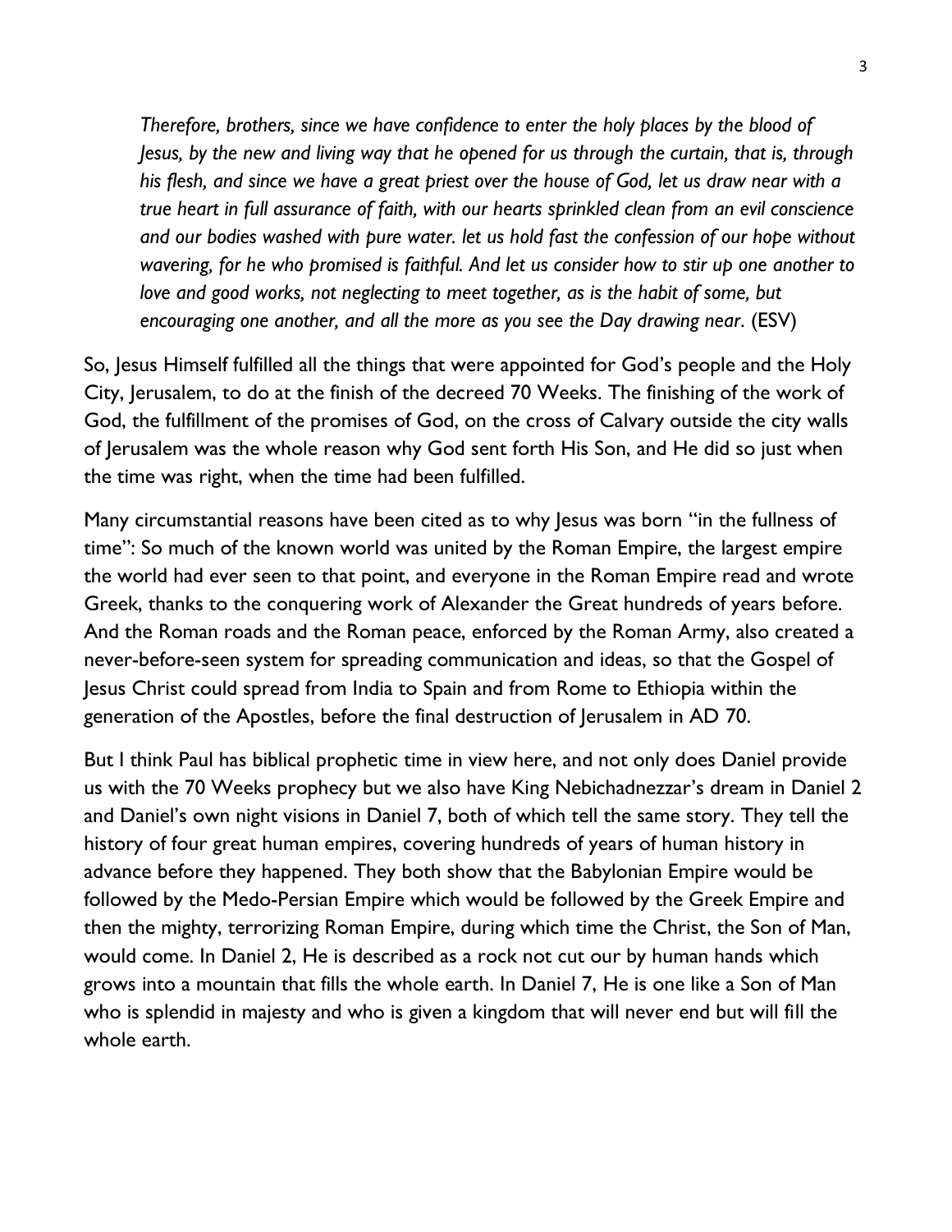*Therefore, brothers, since we have confidence to enter the holy places by the blood of Jesus, by the new and living way that he opened for us through the curtain, that is, through his flesh, and since we have a great priest over the house of God, let us draw near with a true heart in full assurance of faith, with our hearts sprinkled clean from an evil conscience and our bodies washed with pure water. let us hold fast the confession of our hope without wavering, for he who promised is faithful. And let us consider how to stir up one another to love and good works, not neglecting to meet together, as is the habit of some, but encouraging one another, and all the more as you see the Day drawing near*. (ESV)

So, Jesus Himself fulfilled all the things that were appointed for God's people and the Holy City, Jerusalem, to do at the finish of the decreed 70 Weeks. The finishing of the work of God, the fulfillment of the promises of God, on the cross of Calvary outside the city walls of Jerusalem was the whole reason why God sent forth His Son, and He did so just when the time was right, when the time had been fulfilled.

Many circumstantial reasons have been cited as to why Jesus was born "in the fullness of time": So much of the known world was united by the Roman Empire, the largest empire the world had ever seen to that point, and everyone in the Roman Empire read and wrote Greek, thanks to the conquering work of Alexander the Great hundreds of years before. And the Roman roads and the Roman peace, enforced by the Roman Army, also created a never-before-seen system for spreading communication and ideas, so that the Gospel of Jesus Christ could spread from India to Spain and from Rome to Ethiopia within the generation of the Apostles, before the final destruction of Jerusalem in AD 70.

But I think Paul has biblical prophetic time in view here, and not only does Daniel provide us with the 70 Weeks prophecy but we also have King Nebichadnezzar's dream in Daniel 2 and Daniel's own night visions in Daniel 7, both of which tell the same story. They tell the history of four great human empires, covering hundreds of years of human history in advance before they happened. They both show that the Babylonian Empire would be followed by the Medo-Persian Empire which would be followed by the Greek Empire and then the mighty, terrorizing Roman Empire, during which time the Christ, the Son of Man, would come. In Daniel 2, He is described as a rock not cut our by human hands which grows into a mountain that fills the whole earth. In Daniel 7, He is one like a Son of Man who is splendid in majesty and who is given a kingdom that will never end but will fill the whole earth.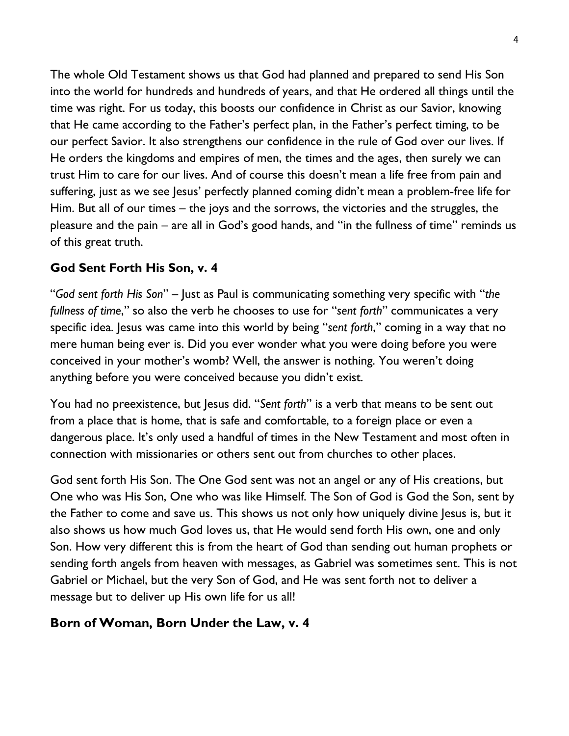The whole Old Testament shows us that God had planned and prepared to send His Son into the world for hundreds and hundreds of years, and that He ordered all things until the time was right. For us today, this boosts our confidence in Christ as our Savior, knowing that He came according to the Father's perfect plan, in the Father's perfect timing, to be our perfect Savior. It also strengthens our confidence in the rule of God over our lives. If He orders the kingdoms and empires of men, the times and the ages, then surely we can trust Him to care for our lives. And of course this doesn't mean a life free from pain and suffering, just as we see Jesus' perfectly planned coming didn't mean a problem-free life for Him. But all of our times – the joys and the sorrows, the victories and the struggles, the pleasure and the pain – are all in God's good hands, and "in the fullness of time" reminds us of this great truth.

### God Sent Forth His Son, v. 4

"*God sent forth His Son*" – Just as Paul is communicating something very specific with "*the fullness of time*," so also the verb he chooses to use for "*sent forth*" communicates a very specific idea. Jesus was came into this world by being "*sent forth*," coming in a way that no mere human being ever is. Did you ever wonder what you were doing before you were conceived in your mother's womb? Well, the answer is nothing. You weren't doing anything before you were conceived because you didn't exist.

You had no preexistence, but Jesus did. "*Sent forth*" is a verb that means to be sent out from a place that is home, that is safe and comfortable, to a foreign place or even a dangerous place. It's only used a handful of times in the New Testament and most often in connection with missionaries or others sent out from churches to other places.

God sent forth His Son. The One God sent was not an angel or any of His creations, but One who was His Son, One who was like Himself. The Son of God is God the Son, sent by the Father to come and save us. This shows us not only how uniquely divine Jesus is, but it also shows us how much God loves us, that He would send forth His own, one and only Son. How very different this is from the heart of God than sending out human prophets or sending forth angels from heaven with messages, as Gabriel was sometimes sent. This is not Gabriel or Michael, but the very Son of God, and He was sent forth not to deliver a message but to deliver up His own life for us all!

### Born of Woman, Born Under the Law, v. 4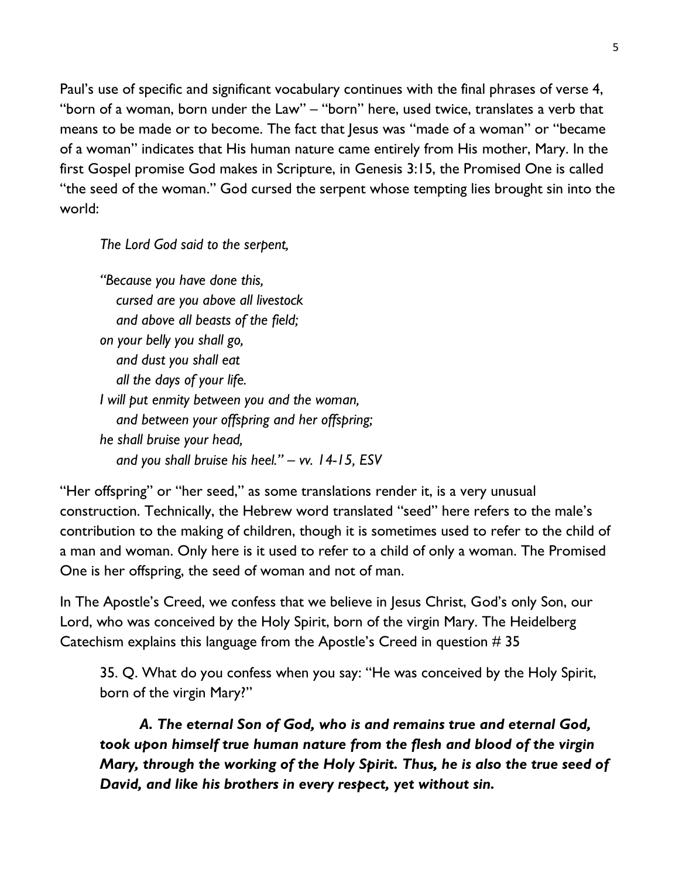Paul's use of specific and significant vocabulary continues with the final phrases of verse 4, "born of a woman, born under the Law" – "born" here, used twice, translates a verb that means to be made or to become. The fact that Jesus was "made of a woman" or "became of a woman" indicates that His human nature came entirely from His mother, Mary. In the first Gospel promise God makes in Scripture, in Genesis 3:15, the Promised One is called "the seed of the woman." God cursed the serpent whose tempting lies brought sin into the world:

> *The Lord God said to the serpent,*
>
> *"Because you have done this,*
> *cursed are you above all livestock*
> *and above all beasts of the field;*
> *on your belly you shall go,*
> *and dust you shall eat*
> *all the days of your life.*
> *I will put enmity between you and the woman,*
> *and between your offspring and her offspring;*
> *he shall bruise your head,*
> *and you shall bruise his heel." – vv. 14-15, ESV*

"Her offspring" or "her seed," as some translations render it, is a very unusual construction. Technically, the Hebrew word translated "seed" here refers to the male's contribution to the making of children, though it is sometimes used to refer to the child of a man and woman. Only here is it used to refer to a child of only a woman. The Promised One is her offspring, the seed of woman and not of man.

In The Apostle's Creed, we confess that we believe in Jesus Christ, God's only Son, our Lord, who was conceived by the Holy Spirit, born of the virgin Mary. The Heidelberg Catechism explains this language from the Apostle's Creed in question # 35

> 35. Q. What do you confess when you say: "He was conceived by the Holy Spirit, born of the virgin Mary?"
>
> ***A. The eternal Son of God, who is and remains true and eternal God, took upon himself true human nature from the flesh and blood of the virgin Mary, through the working of the Holy Spirit. Thus, he is also the true seed of David, and like his brothers in every respect, yet without sin.***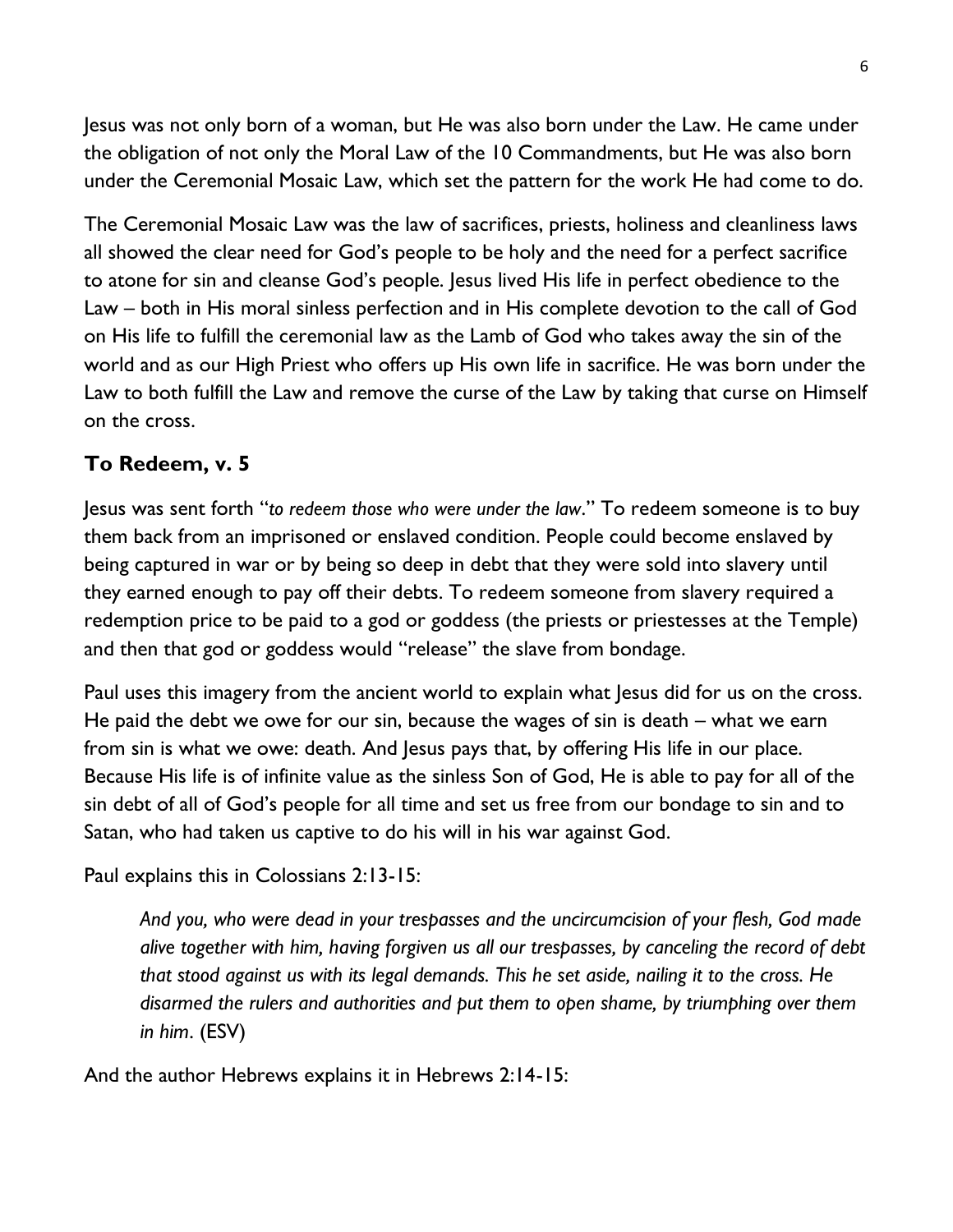Jesus was not only born of a woman, but He was also born under the Law. He came under the obligation of not only the Moral Law of the 10 Commandments, but He was also born under the Ceremonial Mosaic Law, which set the pattern for the work He had come to do.

The Ceremonial Mosaic Law was the law of sacrifices, priests, holiness and cleanliness laws all showed the clear need for God's people to be holy and the need for a perfect sacrifice to atone for sin and cleanse God's people. Jesus lived His life in perfect obedience to the Law – both in His moral sinless perfection and in His complete devotion to the call of God on His life to fulfill the ceremonial law as the Lamb of God who takes away the sin of the world and as our High Priest who offers up His own life in sacrifice. He was born under the Law to both fulfill the Law and remove the curse of the Law by taking that curse on Himself on the cross.

### To Redeem, v. 5

Jesus was sent forth "*to redeem those who were under the law*." To redeem someone is to buy them back from an imprisoned or enslaved condition. People could become enslaved by being captured in war or by being so deep in debt that they were sold into slavery until they earned enough to pay off their debts. To redeem someone from slavery required a redemption price to be paid to a god or goddess (the priests or priestesses at the Temple) and then that god or goddess would "release" the slave from bondage.

Paul uses this imagery from the ancient world to explain what Jesus did for us on the cross. He paid the debt we owe for our sin, because the wages of sin is death – what we earn from sin is what we owe: death. And Jesus pays that, by offering His life in our place. Because His life is of infinite value as the sinless Son of God, He is able to pay for all of the sin debt of all of God's people for all time and set us free from our bondage to sin and to Satan, who had taken us captive to do his will in his war against God.

Paul explains this in Colossians 2:13-15:

> *And you, who were dead in your trespasses and the uncircumcision of your flesh, God made alive together with him, having forgiven us all our trespasses, by canceling the record of debt that stood against us with its legal demands. This he set aside, nailing it to the cross. He disarmed the rulers and authorities and put them to open shame, by triumphing over them in him*. (ESV)

And the author Hebrews explains it in Hebrews 2:14-15: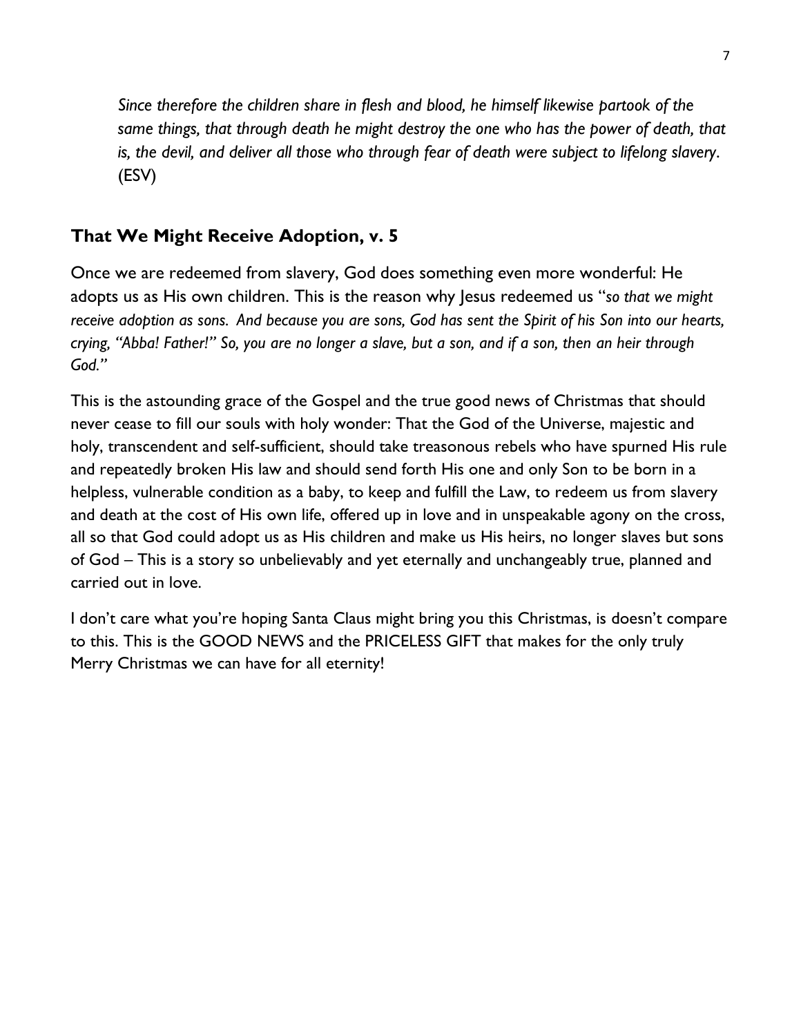*Since therefore the children share in flesh and blood, he himself likewise partook of the same things, that through death he might destroy the one who has the power of death, that is, the devil, and deliver all those who through fear of death were subject to lifelong slavery*. (ESV)

## That We Might Receive Adoption, v. 5

Once we are redeemed from slavery, God does something even more wonderful: He adopts us as His own children. This is the reason why Jesus redeemed us "*so that we might receive adoption as sons. And because you are sons, God has sent the Spirit of his Son into our hearts, crying, "Abba! Father!" So, you are no longer a slave, but a son, and if a son, then an heir through God."*

This is the astounding grace of the Gospel and the true good news of Christmas that should never cease to fill our souls with holy wonder: That the God of the Universe, majestic and holy, transcendent and self-sufficient, should take treasonous rebels who have spurned His rule and repeatedly broken His law and should send forth His one and only Son to be born in a helpless, vulnerable condition as a baby, to keep and fulfill the Law, to redeem us from slavery and death at the cost of His own life, offered up in love and in unspeakable agony on the cross, all so that God could adopt us as His children and make us His heirs, no longer slaves but sons of God – This is a story so unbelievably and yet eternally and unchangeably true, planned and carried out in love.

I don't care what you're hoping Santa Claus might bring you this Christmas, is doesn't compare to this. This is the GOOD NEWS and the PRICELESS GIFT that makes for the only truly Merry Christmas we can have for all eternity!